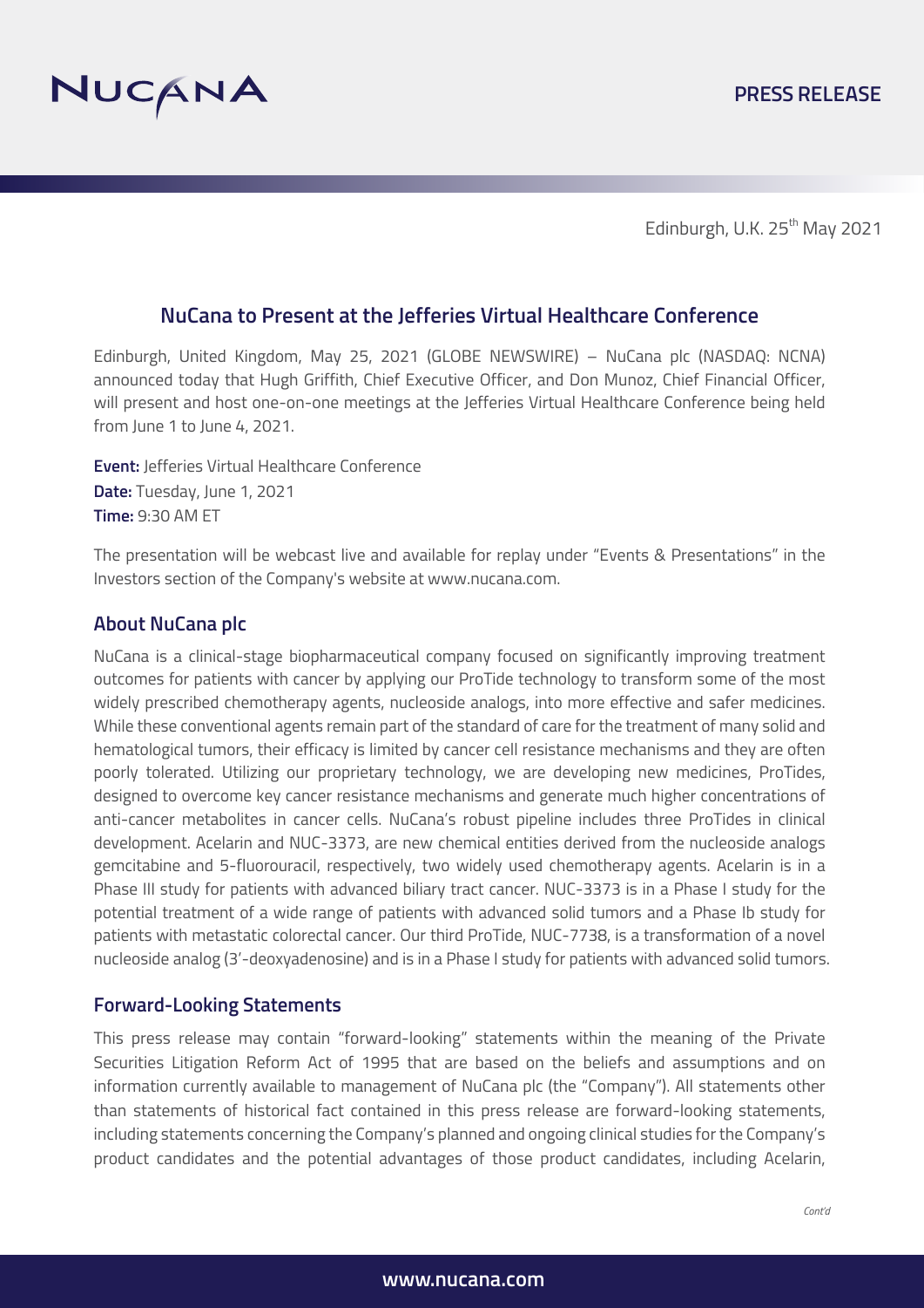PRESS RELEASE

Edinburgh, U.K. 25th May 2021

## NuCana to Present at the Jefferies Virtual Healthcare Conference

Edinburgh, United Kingdom, May 25, 2021 (GLOBE NEWSWIRE) – NuCana plc (NASDAQ: NCNA) announced today that Hugh Griffith, Chief Executive Officer, and Don Munoz, Chief Financial Officer, will present and host one-on-one meetings at the Jefferies Virtual Healthcare Conference being held from June 1 to June 4, 2021.

**Event:** Jefferies Virtual Healthcare Conference
**Date:** Tuesday, June 1, 2021
**Time:** 9:30 AM ET

The presentation will be webcast live and available for replay under "Events & Presentations" in the Investors section of the Company's website at www.nucana.com.

### About NuCana plc

NuCana is a clinical-stage biopharmaceutical company focused on significantly improving treatment outcomes for patients with cancer by applying our ProTide technology to transform some of the most widely prescribed chemotherapy agents, nucleoside analogs, into more effective and safer medicines. While these conventional agents remain part of the standard of care for the treatment of many solid and hematological tumors, their efficacy is limited by cancer cell resistance mechanisms and they are often poorly tolerated. Utilizing our proprietary technology, we are developing new medicines, ProTides, designed to overcome key cancer resistance mechanisms and generate much higher concentrations of anti-cancer metabolites in cancer cells. NuCana's robust pipeline includes three ProTides in clinical development. Acelarin and NUC-3373, are new chemical entities derived from the nucleoside analogs gemcitabine and 5-fluorouracil, respectively, two widely used chemotherapy agents. Acelarin is in a Phase III study for patients with advanced biliary tract cancer. NUC-3373 is in a Phase I study for the potential treatment of a wide range of patients with advanced solid tumors and a Phase Ib study for patients with metastatic colorectal cancer. Our third ProTide, NUC-7738, is a transformation of a novel nucleoside analog (3'-deoxyadenosine) and is in a Phase I study for patients with advanced solid tumors.

### Forward-Looking Statements

This press release may contain "forward-looking" statements within the meaning of the Private Securities Litigation Reform Act of 1995 that are based on the beliefs and assumptions and on information currently available to management of NuCana plc (the "Company"). All statements other than statements of historical fact contained in this press release are forward-looking statements, including statements concerning the Company's planned and ongoing clinical studies for the Company's product candidates and the potential advantages of those product candidates, including Acelarin,

*Cont'd*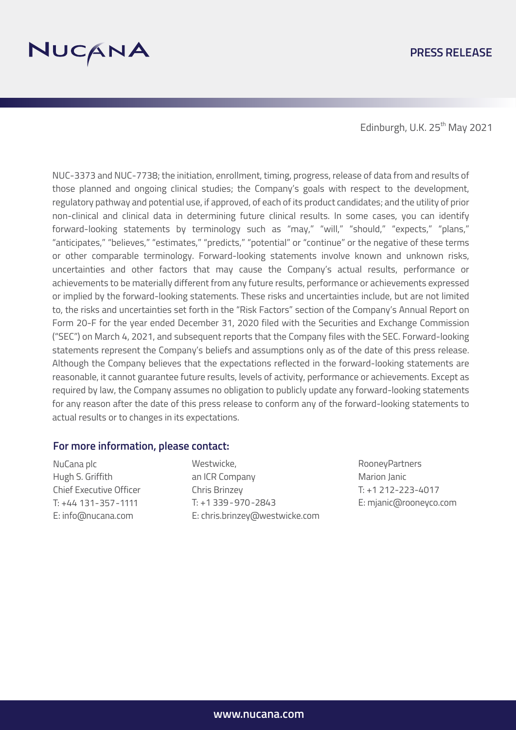Edinburgh, U.K. 25th May 2021

NUC-3373 and NUC-7738; the initiation, enrollment, timing, progress, release of data from and results of those planned and ongoing clinical studies; the Company's goals with respect to the development, regulatory pathway and potential use, if approved, of each of its product candidates; and the utility of prior non-clinical and clinical data in determining future clinical results. In some cases, you can identify forward-looking statements by terminology such as "may," "will," "should," "expects," "plans," "anticipates," "believes," "estimates," "predicts," "potential" or "continue" or the negative of these terms or other comparable terminology. Forward-looking statements involve known and unknown risks, uncertainties and other factors that may cause the Company's actual results, performance or achievements to be materially different from any future results, performance or achievements expressed or implied by the forward-looking statements. These risks and uncertainties include, but are not limited to, the risks and uncertainties set forth in the "Risk Factors" section of the Company's Annual Report on Form 20-F for the year ended December 31, 2020 filed with the Securities and Exchange Commission ("SEC") on March 4, 2021, and subsequent reports that the Company files with the SEC. Forward-looking statements represent the Company's beliefs and assumptions only as of the date of this press release. Although the Company believes that the expectations reflected in the forward-looking statements are reasonable, it cannot guarantee future results, levels of activity, performance or achievements. Except as required by law, the Company assumes no obligation to publicly update any forward-looking statements for any reason after the date of this press release to conform any of the forward-looking statements to actual results or to changes in its expectations.

## For more information, please contact:

NuCana plc
Hugh S. Griffith
Chief Executive Officer
T: +44 131-357-1111
E: info@nucana.com

Westwicke,
an ICR Company
Chris Brinzey
T: +1 339-970-2843
E: chris.brinzey@westwicke.com

RooneyPartners
Marion Janic
T: +1 212-223-4017
E: mjanic@rooneyco.com

www.nucana.com